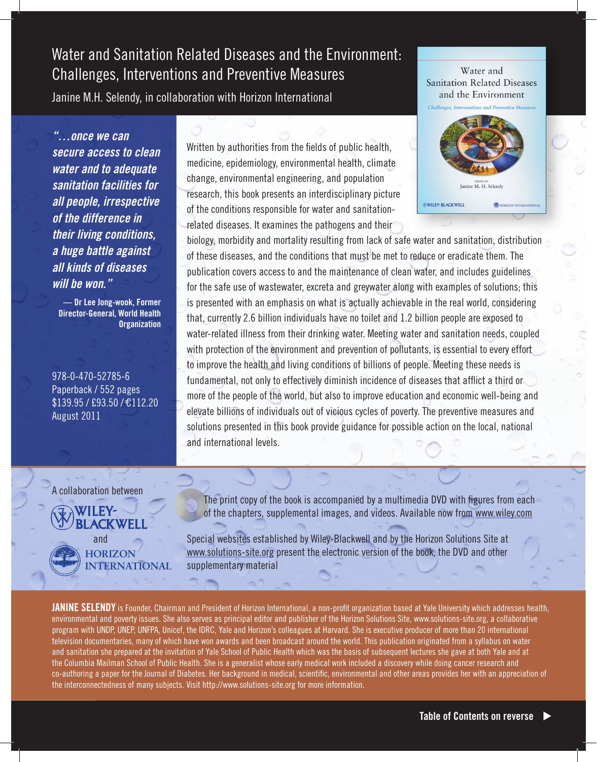# Water and Sanitation Related Diseases and the Environment: Challenges, Interventions and Preventive Measures

Janine M.H. Selendy, in collaboration with Horizon International

*"…once we can secure access to clean water and to adequate sanitation facilities for all people, irrespective of the difference in their living conditions, a huge battle against all kinds of diseases will be won."*

**— Dr Lee Jong-wook, Former Director-General, World Health Organization**

978-0-470-52785-6
Paperback / 552 pages
$139.95 / £93.50 / €112.20
August 2011

Written by authorities from the fields of public health, medicine, epidemiology, environmental health, climate change, environmental engineering, and population research, this book presents an interdisciplinary picture of the conditions responsible for water and sanitation-related diseases. It examines the pathogens and their biology, morbidity and mortality resulting from lack of safe water and sanitation, distribution of these diseases, and the conditions that must be met to reduce or eradicate them. The publication covers access to and the maintenance of clean water, and includes guidelines for the safe use of wastewater, excreta and greywater along with examples of solutions; this is presented with an emphasis on what is actually achievable in the real world, considering that, currently 2.6 billion individuals have no toilet and 1.2 billion people are exposed to water-related illness from their drinking water. Meeting water and sanitation needs, coupled with protection of the environment and prevention of pollutants, is essential to every effort to improve the health and living conditions of billions of people. Meeting these needs is fundamental, not only to effectively diminish incidence of diseases that afflict a third or more of the people of the world, but also to improve education and economic well-being and elevate billions of individuals out of vicious cycles of poverty. The preventive measures and solutions presented in this book provide guidance for possible action on the local, national and international levels.

A collaboration between WILEY-BLACKWELL and HORIZON INTERNATIONAL

The print copy of the book is accompanied by a multimedia DVD with figures from each of the chapters, supplemental images, and videos. Available now from www.wiley.com

Special websites established by Wiley-Blackwell and by the Horizon Solutions Site at www.solutions-site.org present the electronic version of the book, the DVD and other supplementary material

**JANINE SELENDY** is Founder, Chairman and President of Horizon International, a non-profit organization based at Yale University which addresses health, environmental and poverty issues. She also serves as principal editor and publisher of the Horizon Solutions Site, www.solutions-site.org, a collaborative program with UNDP, UNEP, UNFPA, Unicef, the IDRC, Yale and Horizon's colleagues at Harvard. She is executive producer of more than 20 international television documentaries, many of which have won awards and been broadcast around the world. This publication originated from a syllabus on water and sanitation she prepared at the invitation of Yale School of Public Health which was the basis of subsequent lectures she gave at both Yale and at the Columbia Mailman School of Public Health. She is a generalist whose early medical work included a discovery while doing cancer research and co-authoring a paper for the Journal of Diabetes. Her background in medical, scientific, environmental and other areas provides her with an appreciation of the interconnectedness of many subjects. Visit http://www.solutions-site.org for more information.

**Table of Contents on reverse ▶**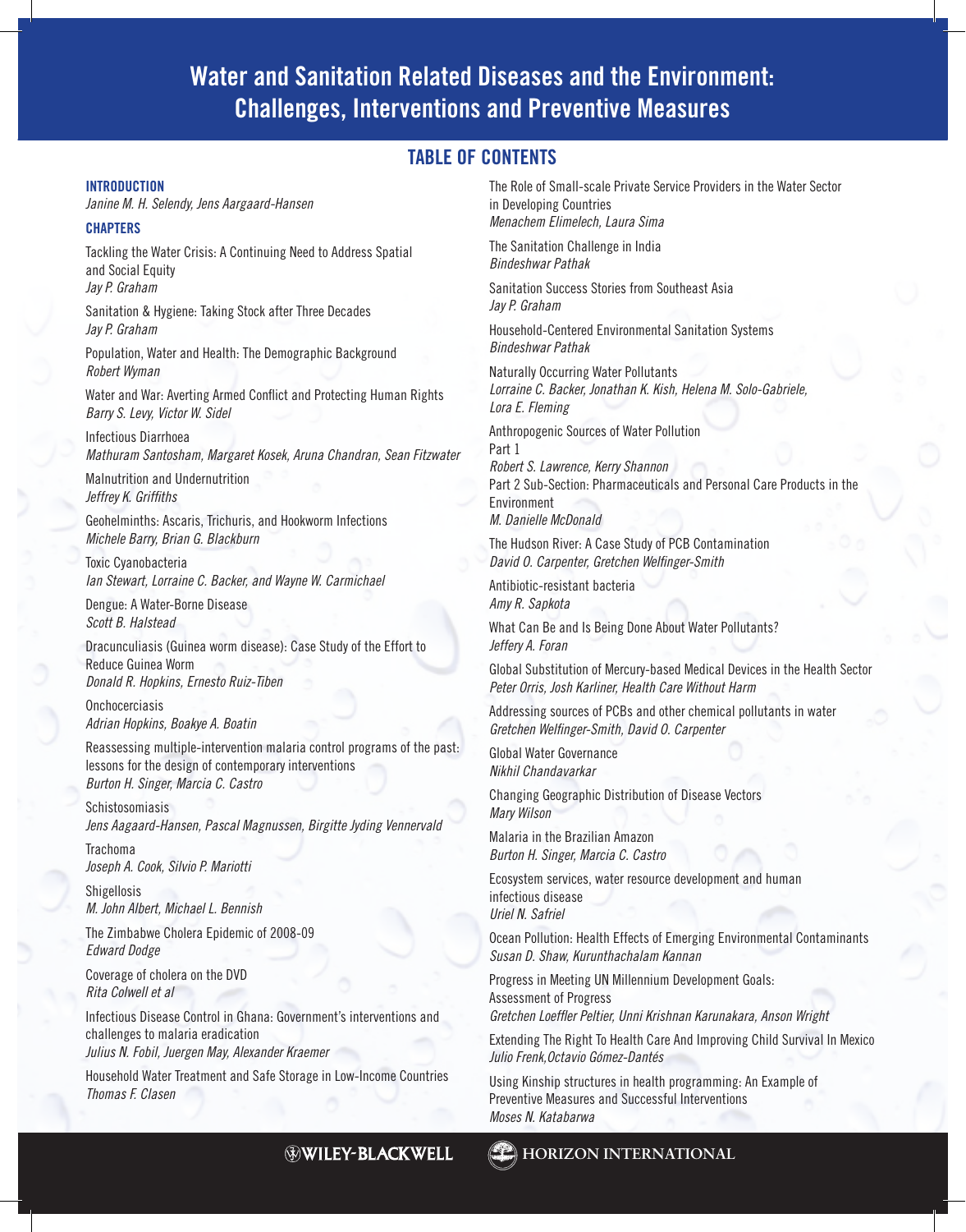# Water and Sanitation Related Diseases and the Environment: Challenges, Interventions and Preventive Measures

## TABLE OF CONTENTS

### INTRODUCTION

*Janine M. H. Selendy, Jens Aargaard-Hansen*

### CHAPTERS

Tackling the Water Crisis: A Continuing Need to Address Spatial and Social Equity
*Jay P. Graham*

Sanitation & Hygiene: Taking Stock after Three Decades
*Jay P. Graham*

Population, Water and Health: The Demographic Background
*Robert Wyman*

Water and War: Averting Armed Conflict and Protecting Human Rights
*Barry S. Levy, Victor W. Sidel*

Infectious Diarrhoea
*Mathuram Santosham, Margaret Kosek, Aruna Chandran, Sean Fitzwater*

Malnutrition and Undernutrition
*Jeffrey K. Griffiths*

Geohelminths: Ascaris, Trichuris, and Hookworm Infections
*Michele Barry, Brian G. Blackburn*

Toxic Cyanobacteria
*Ian Stewart, Lorraine C. Backer, and Wayne W. Carmichael*

Dengue: A Water-Borne Disease
*Scott B. Halstead*

Dracunculiasis (Guinea worm disease): Case Study of the Effort to Reduce Guinea Worm
*Donald R. Hopkins, Ernesto Ruiz-Tiben*

Onchocerciasis
*Adrian Hopkins, Boakye A. Boatin*

Reassessing multiple-intervention malaria control programs of the past: lessons for the design of contemporary interventions
*Burton H. Singer, Marcia C. Castro*

Schistosomiasis
*Jens Aagaard-Hansen, Pascal Magnussen, Birgitte Jyding Vennervald*

Trachoma
*Joseph A. Cook, Silvio P. Mariotti*

Shigellosis
*M. John Albert, Michael L. Bennish*

The Zimbabwe Cholera Epidemic of 2008-09
*Edward Dodge*

Coverage of cholera on the DVD
*Rita Colwell et al*

Infectious Disease Control in Ghana: Government's interventions and challenges to malaria eradication
*Julius N. Fobil, Juergen May, Alexander Kraemer*

Household Water Treatment and Safe Storage in Low-Income Countries
*Thomas F. Clasen*

The Role of Small-scale Private Service Providers in the Water Sector in Developing Countries
*Menachem Elimelech, Laura Sima*

The Sanitation Challenge in India
*Bindeshwar Pathak*

Sanitation Success Stories from Southeast Asia
*Jay P. Graham*

Household-Centered Environmental Sanitation Systems
*Bindeshwar Pathak*

Naturally Occurring Water Pollutants
*Lorraine C. Backer, Jonathan K. Kish, Helena M. Solo-Gabriele, Lora E. Fleming*

Anthropogenic Sources of Water Pollution
Part 1
*Robert S. Lawrence, Kerry Shannon*
Part 2 Sub-Section: Pharmaceuticals and Personal Care Products in the Environment
*M. Danielle McDonald*

The Hudson River: A Case Study of PCB Contamination
*David O. Carpenter, Gretchen Welfinger-Smith*

Antibiotic-resistant bacteria
*Amy R. Sapkota*

What Can Be and Is Being Done About Water Pollutants?
*Jeffery A. Foran*

Global Substitution of Mercury-based Medical Devices in the Health Sector
*Peter Orris, Josh Karliner, Health Care Without Harm*

Addressing sources of PCBs and other chemical pollutants in water
*Gretchen Welfinger-Smith, David O. Carpenter*

Global Water Governance
*Nikhil Chandavarkar*

Changing Geographic Distribution of Disease Vectors
*Mary Wilson*

Malaria in the Brazilian Amazon
*Burton H. Singer, Marcia C. Castro*

Ecosystem services, water resource development and human infectious disease
*Uriel N. Safriel*

Ocean Pollution: Health Effects of Emerging Environmental Contaminants
*Susan D. Shaw, Kurunthachalam Kannan*

Progress in Meeting UN Millennium Development Goals: Assessment of Progress
*Gretchen Loeffler Peltier, Unni Krishnan Karunakara, Anson Wright*

Extending The Right To Health Care And Improving Child Survival In Mexico
*Julio Frenk,Octavio Gómez-Dantés*

Using Kinship structures in health programming: An Example of Preventive Measures and Successful Interventions
*Moses N. Katabarwa*

WILEY-BLACKWELL HORIZON INTERNATIONAL